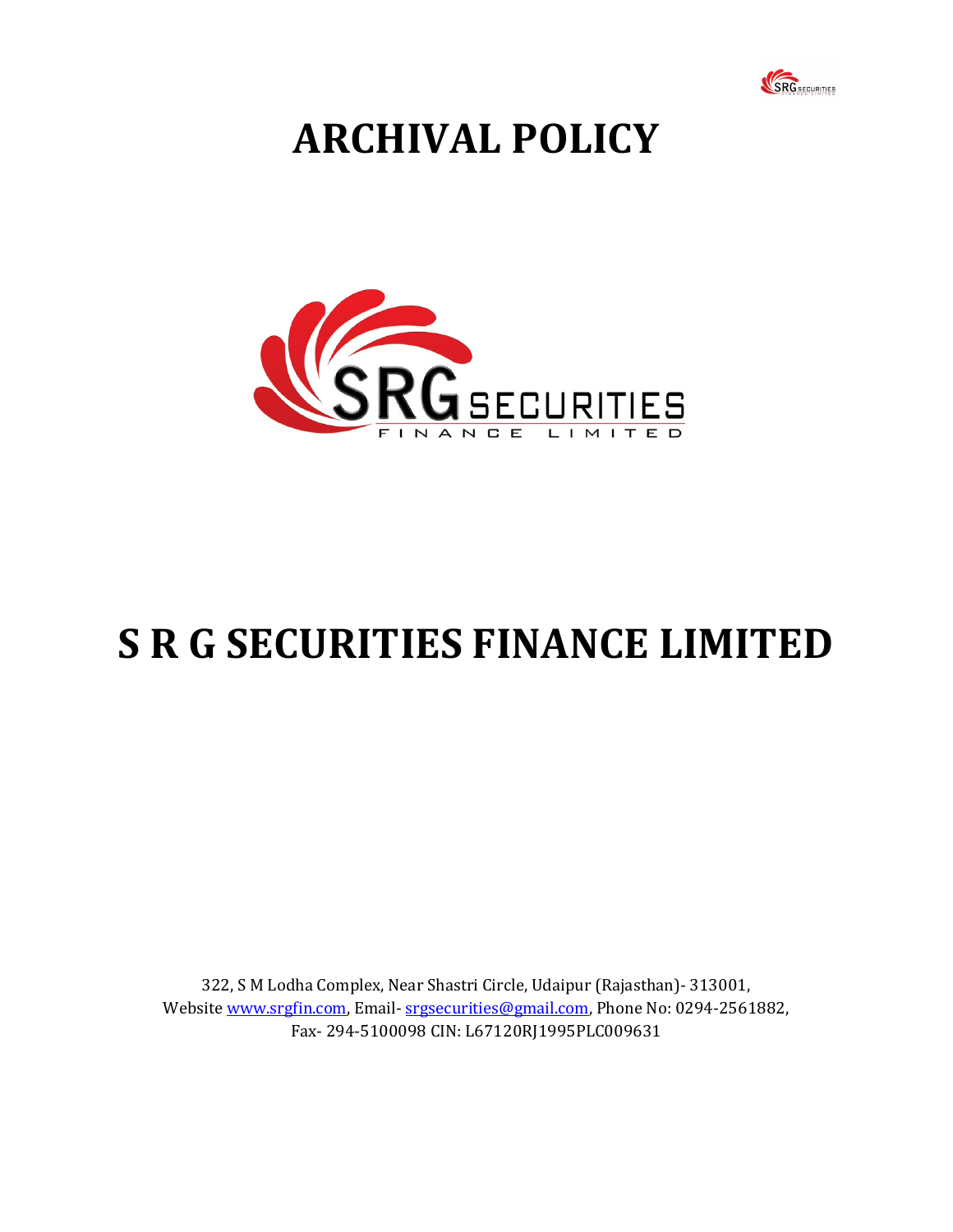# ARCHIVAL POLICY

# S R G SECURITIES FINANCE LIMITED

322, S M Lodha Complex, Near Shastri Circle, Udaipur (Rajasthan)- 313001,
Website www.srgfin.com, Email- srgsecurities@gmail.com, Phone No: 0294-2561882,
Fax- 294-5100098 CIN: L67120RJ1995PLC009631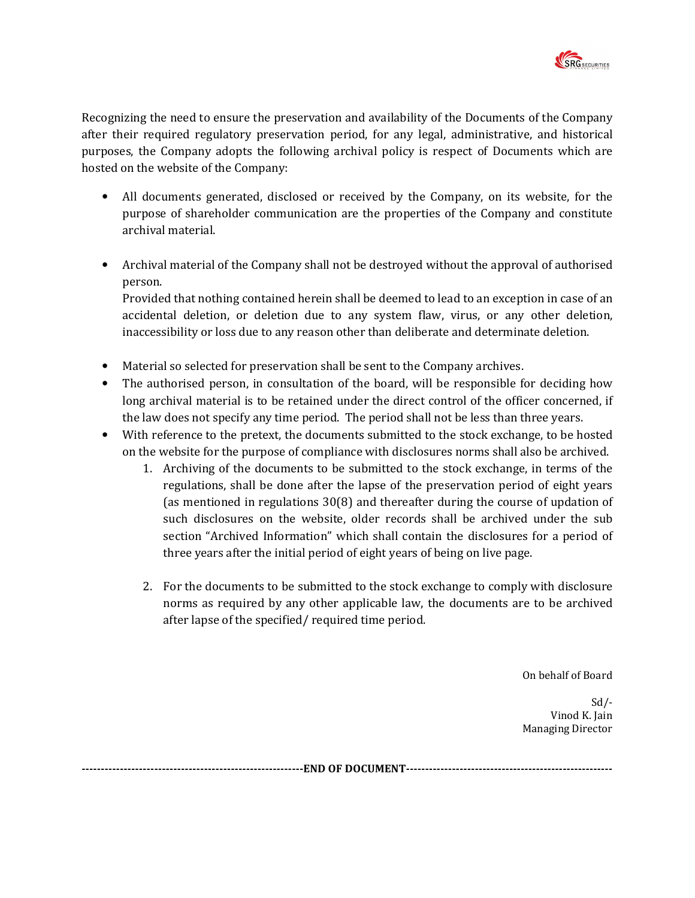Recognizing the need to ensure the preservation and availability of the Documents of the Company after their required regulatory preservation period, for any legal, administrative, and historical purposes, the Company adopts the following archival policy is respect of Documents which are hosted on the website of the Company:

- All documents generated, disclosed or received by the Company, on its website, for the purpose of shareholder communication are the properties of the Company and constitute archival material.

- Archival material of the Company shall not be destroyed without the approval of authorised person.
  Provided that nothing contained herein shall be deemed to lead to an exception in case of an accidental deletion, or deletion due to any system flaw, virus, or any other deletion, inaccessibility or loss due to any reason other than deliberate and determinate deletion.

- Material so selected for preservation shall be sent to the Company archives.
- The authorised person, in consultation of the board, will be responsible for deciding how long archival material is to be retained under the direct control of the officer concerned, if the law does not specify any time period. The period shall not be less than three years.
- With reference to the pretext, the documents submitted to the stock exchange, to be hosted on the website for the purpose of compliance with disclosures norms shall also be archived.
  1. Archiving of the documents to be submitted to the stock exchange, in terms of the regulations, shall be done after the lapse of the preservation period of eight years (as mentioned in regulations 30(8) and thereafter during the course of updation of such disclosures on the website, older records shall be archived under the sub section "Archived Information" which shall contain the disclosures for a period of three years after the initial period of eight years of being on live page.

  2. For the documents to be submitted to the stock exchange to comply with disclosure norms as required by any other applicable law, the documents are to be archived after lapse of the specified/ required time period.

On behalf of Board

Sd/-
Vinod K. Jain
Managing Director

----------------------------------------------------------END OF DOCUMENT----------------------------------------------------